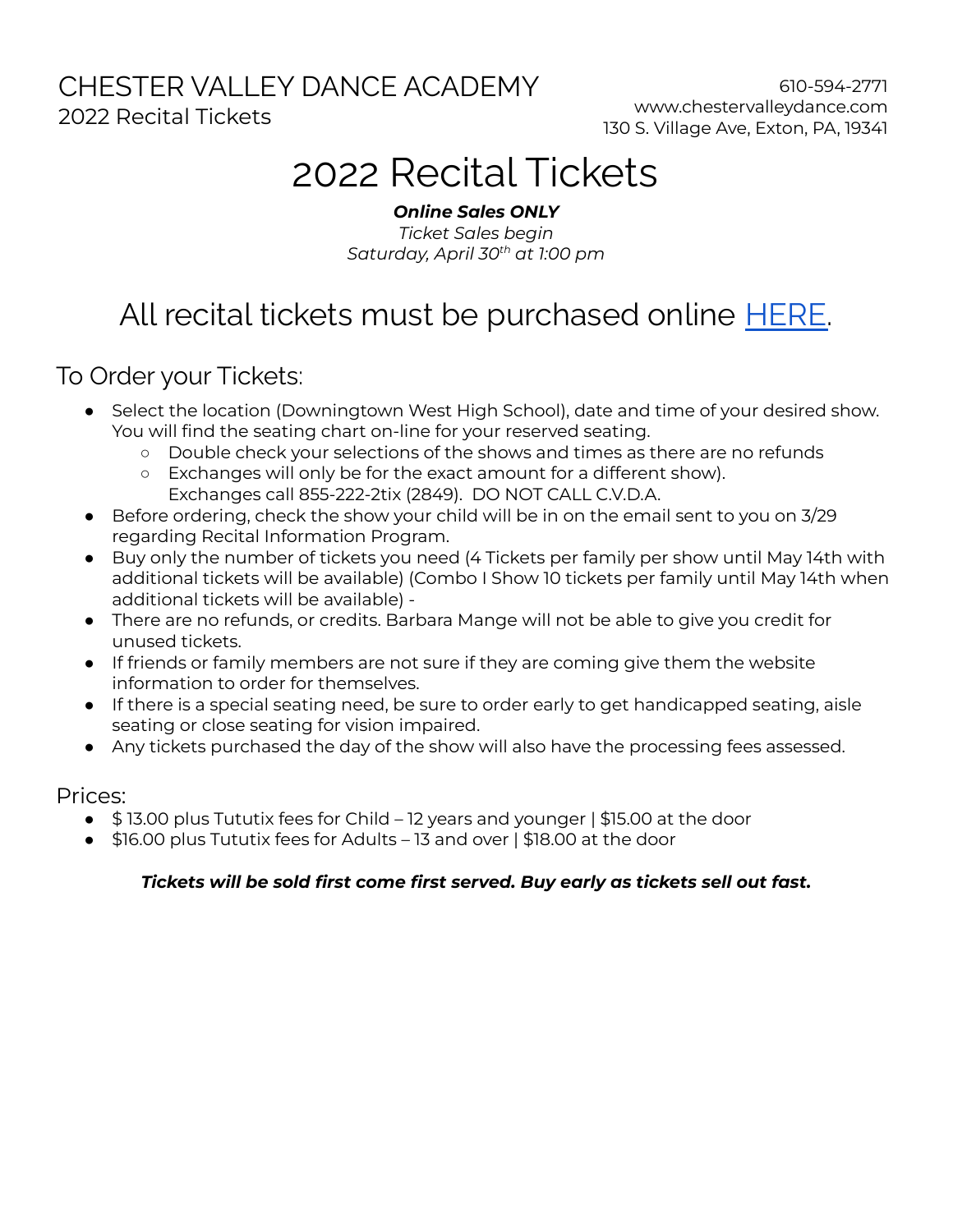CHESTER VALLEY DANCE ACADEMY
2022 Recital Tickets

610-594-2771
www.chestervalleydance.com
130 S. Village Ave, Exton, PA, 19341

# 2022 Recital Tickets

***Online Sales ONLY***

*Ticket Sales begin*
*Saturday, April 30th at 1:00 pm*

## All recital tickets must be purchased online [HERE](#).

### To Order your Tickets:

- Select the location (Downingtown West High School), date and time of your desired show. You will find the seating chart on-line for your reserved seating.
  - Double check your selections of the shows and times as there are no refunds
  - Exchanges will only be for the exact amount for a different show). Exchanges call 855-222-2tix (2849). DO NOT CALL C.V.D.A.
- Before ordering, check the show your child will be in on the email sent to you on 3/29 regarding Recital Information Program.
- Buy only the number of tickets you need (4 Tickets per family per show until May 14th with additional tickets will be available) (Combo I Show 10 tickets per family until May 14th when additional tickets will be available) -
- There are no refunds, or credits. Barbara Mange will not be able to give you credit for unused tickets.
- If friends or family members are not sure if they are coming give them the website information to order for themselves.
- If there is a special seating need, be sure to order early to get handicapped seating, aisle seating or close seating for vision impaired.
- Any tickets purchased the day of the show will also have the processing fees assessed.

### Prices:

- $ 13.00 plus Tututix fees for Child – 12 years and younger | $15.00 at the door
- $16.00 plus Tututix fees for Adults – 13 and over | $18.00 at the door

***Tickets will be sold first come first served. Buy early as tickets sell out fast.***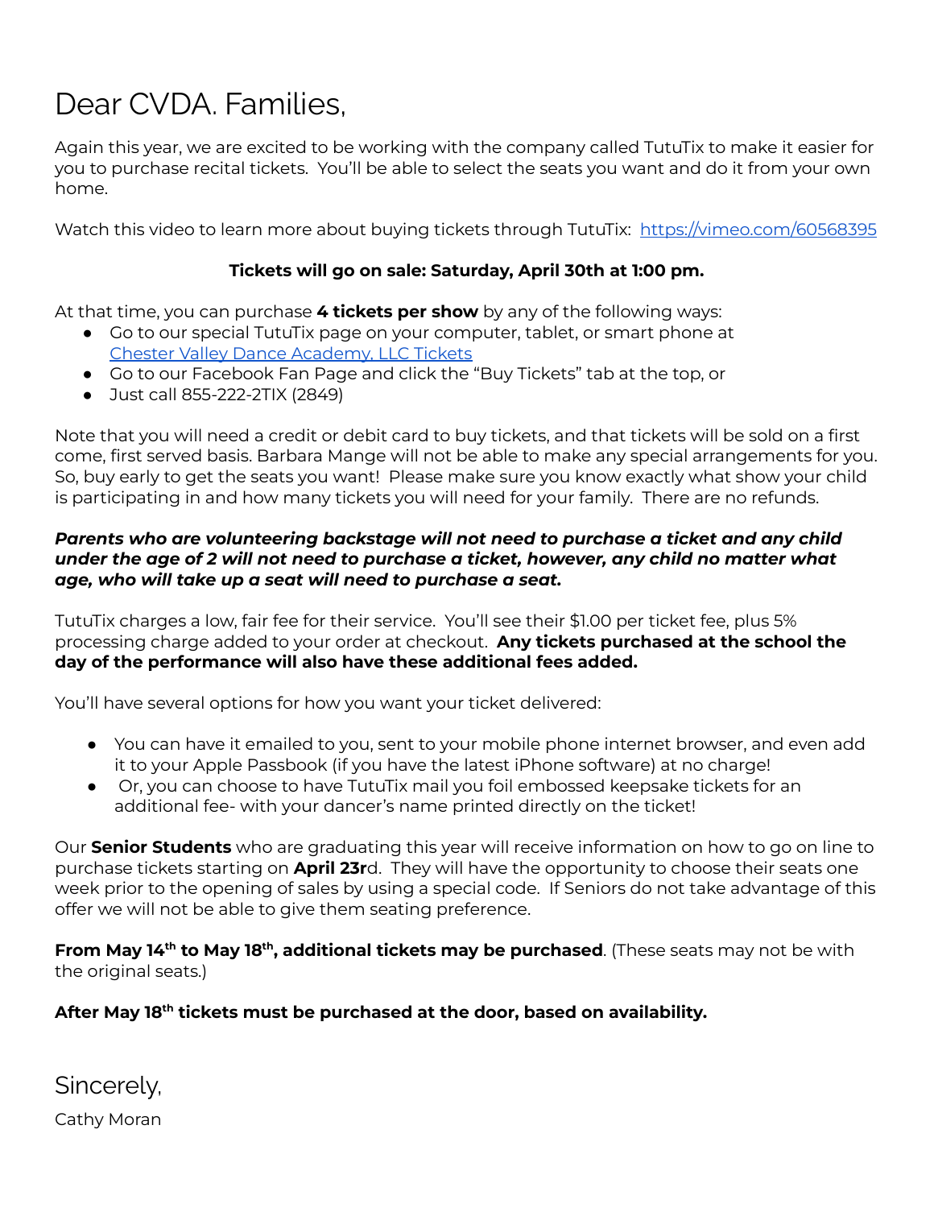# Dear CVDA. Families,

Again this year, we are excited to be working with the company called TutuTix to make it easier for you to purchase recital tickets. You'll be able to select the seats you want and do it from your own home.

Watch this video to learn more about buying tickets through TutuTix: [https://vimeo.com/60568395](https://vimeo.com/60568395)

**Tickets will go on sale: Saturday, April 30th at 1:00 pm.**

At that time, you can purchase **4 tickets per show** by any of the following ways:

- Go to our special TutuTix page on your computer, tablet, or smart phone at [Chester Valley Dance Academy, LLC Tickets]
- Go to our Facebook Fan Page and click the "Buy Tickets" tab at the top, or
- Just call 855-222-2TIX (2849)

Note that you will need a credit or debit card to buy tickets, and that tickets will be sold on a first come, first served basis. Barbara Mange will not be able to make any special arrangements for you. So, buy early to get the seats you want! Please make sure you know exactly what show your child is participating in and how many tickets you will need for your family. There are no refunds.

***Parents who are volunteering backstage will not need to purchase a ticket and any child under the age of 2 will not need to purchase a ticket, however, any child no matter what age, who will take up a seat will need to purchase a seat.***

TutuTix charges a low, fair fee for their service. You'll see their $1.00 per ticket fee, plus 5% processing charge added to your order at checkout. **Any tickets purchased at the school the day of the performance will also have these additional fees added.**

You'll have several options for how you want your ticket delivered:

- You can have it emailed to you, sent to your mobile phone internet browser, and even add it to your Apple Passbook (if you have the latest iPhone software) at no charge!
- Or, you can choose to have TutuTix mail you foil embossed keepsake tickets for an additional fee- with your dancer's name printed directly on the ticket!

Our **Senior Students** who are graduating this year will receive information on how to go on line to purchase tickets starting on **April 23r**d. They will have the opportunity to choose their seats one week prior to the opening of sales by using a special code. If Seniors do not take advantage of this offer we will not be able to give them seating preference.

**From May 14th to May 18th, additional tickets may be purchased**. (These seats may not be with the original seats.)

**After May 18th tickets must be purchased at the door, based on availability.**

Sincerely,

Cathy Moran